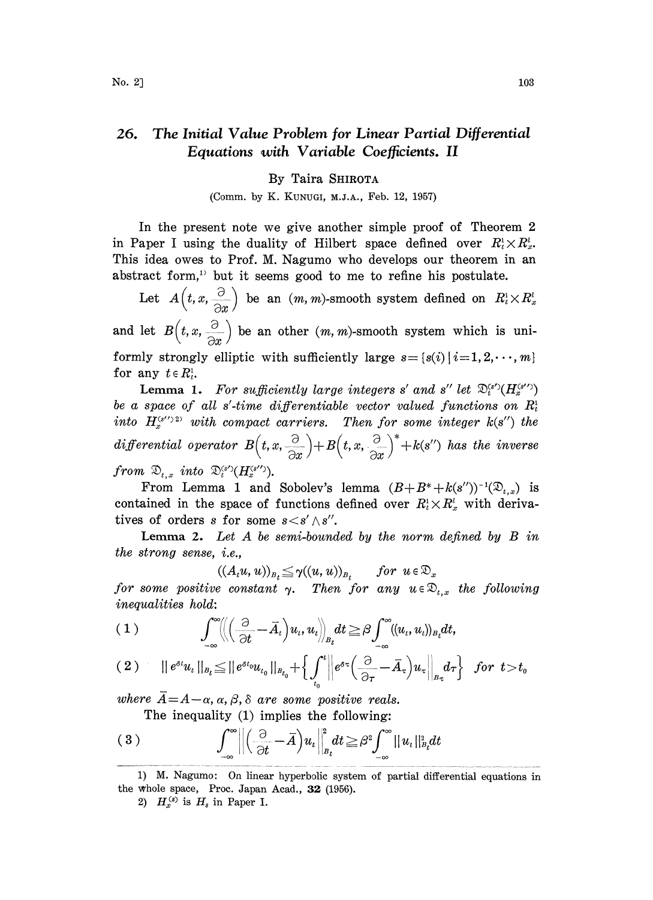# 26. The Initial Value Problem for Linear Partial Differential Equations with Variable Coefficients. II

By Taira SHIROTA

(Comm. by K. KUNUGI, M.J.A., Feb. 12, 1957)

In the present note we give another simple proof of Theorem 2 in Paper I using the duality of Hilbert space defined over $R_t^1 \times R_x^l$. This idea owes to Prof. M. Nagumo who develops our theorem in an abstract form,[1] but it seems good to me to refine his postulate.

Let $A\left(t, x, \frac{\partial}{\partial x}\right)$ be an $(m, m)$-smooth system defined on $R_t^1 \times R_x^l$ and let $B\left(t, x, \frac{\partial}{\partial x}\right)$ be an other $(m, m)$-smooth system which is uniformly strongly elliptic with sufficiently large $s = \{s(i) \mid i = 1, 2, \cdots, m\}$ for any $t \in R_t^1$.

**Lemma 1.** *For sufficiently large integers $s'$ and $s''$ let $\mathfrak{D}_t^{(s')}(H_x^{(s'')})$ be a space of all $s'$-time differentiable vector valued functions on $R_t^1$ into $H_x^{(s'')}$*[2] *with compact carriers. Then for some integer $k(s'')$ the differential operator $B\left(t, x, \frac{\partial}{\partial x}\right) + B\left(t, x, \frac{\partial}{\partial x}\right)^* + k(s'')$ has the inverse from $\mathfrak{D}_{t,x}$ into $\mathfrak{D}_t^{(s')}(H_x^{(s'')})$.*

From Lemma 1 and Sobolev's lemma $(B + B^* + k(s''))^{-1}(\mathfrak{D}_{t,x})$ is contained in the space of functions defined over $R_t^1 \times R_x^l$ with derivatives of orders $s$ for some $s < s' \wedge s''$.

**Lemma 2.** *Let $A$ be semi-bounded by the norm defined by $B$ in the strong sense, i.e.,*

$$((A_t u, u))_{B_t} \leqq \gamma((u, u))_{B_t} \qquad \text{for } u \in \mathfrak{D}_x$$

*for some positive constant $\gamma$. Then for any $u \in \mathfrak{D}_{t,x}$ the following inequalities hold:*

$$(1) \qquad \int_{-\infty}^{\infty} \left(\left(\left(\frac{\partial}{\partial t} - \bar{A}_t\right) u_t, u_t\right)\right)_{B_t} dt \geqq \beta \int_{-\infty}^{\infty} ((u_t, u_t))_{B_t} dt,$$

$$(2) \qquad \| e^{\delta t} u_t \|_{B_t} \leqq \| e^{\delta t_0} u_{t_0} \|_{B_{t_0}} + \left\{ \int_{t_0}^{t} \left\| e^{\delta \tau} \left(\frac{\partial}{\partial \tau} - \bar{A}_\tau\right) u_\tau \right\|_{B_\tau} d\tau \right\} \quad \text{for } t > t_0$$

*where $\bar{A} = A - \alpha$, $\alpha, \beta, \delta$ are some positive reals.*

The inequality (1) implies the following:

$$(3) \qquad \int_{-\infty}^{\infty} \left\| \left(\frac{\partial}{\partial t} - \bar{A}\right) u_t \right\|_{B_t}^2 dt \geqq \beta^2 \int_{-\infty}^{\infty} \| u_t \|_{B_t}^2 dt$$

---

1) M. Nagumo: On linear hyperbolic system of partial differential equations in the whole space, Proc. Japan Acad., **32** (1956).

2) $H_x^{(s)}$ is $H_s$ in Paper I.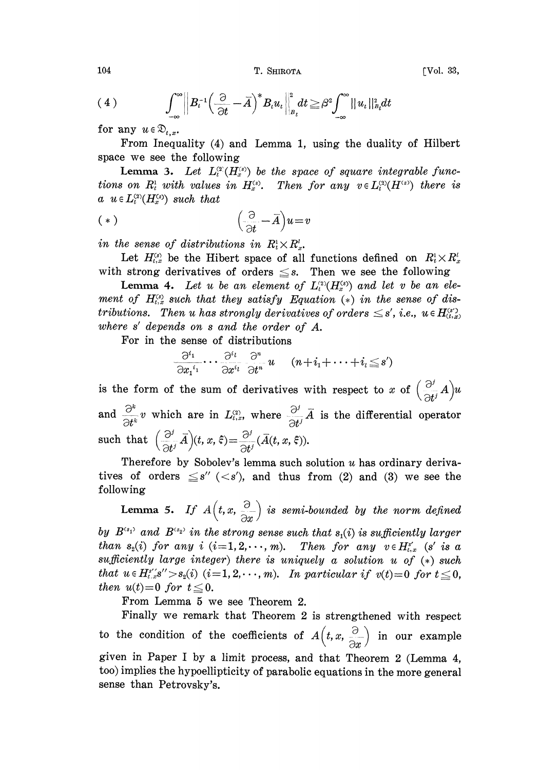$$(4) \qquad \int_{-\infty}^{\infty} \left\| B_t^{-1}\left(\frac{\partial}{\partial t} - \bar{A}\right)^* B_t u_t \right\|_{B_t}^2 dt \geqq \beta^2 \int_{-\infty}^{\infty} \|u_t\|_{B_t}^2 dt$$

for any $u \in \mathfrak{D}_{t,x}$.

From Inequality (4) and Lemma 1, using the duality of Hilbert space we see the following

**Lemma 3.** *Let $L_t^{(2)}(H_x^{(s)})$ be the space of square integrable functions on $R_t^1$ with values in $H_x^{(s)}$. Then for any $v \in L_t^{(2)}(H^{(s)})$ there is a $u \in L_t^{(2)}(H_x^{(s)})$ such that*

$$(*) \qquad \left(\frac{\partial}{\partial t} - \bar{A}\right) u = v$$

*in the sense of distributions in $R_t^1 \times R_x^l$.*

Let $H_{t,x}^{(s)}$ be the Hibert space of all functions defined on $R_t^1 \times R_x^l$ with strong derivatives of orders $\leqq s$. Then we see the following

**Lemma 4.** *Let $u$ be an element of $L_t^{(2)}(H_x^{(s)})$ and let $v$ be an element of $H_{t,x}^{(s)}$ such that they satisfy Equation $(*)$ in the sense of distributions. Then $u$ has strongly derivatives of orders $\leqq s'$, i.e., $u \in H_{(t,x)}^{(s')}$ where $s'$ depends on $s$ and the order of $A$.*

For in the sense of distributions

$$\frac{\partial^{i_1}}{\partial x_1^{i_1}} \cdots \frac{\partial^{i_l}}{\partial x^{i_l}} \frac{\partial^n}{\partial t^n} u \qquad (n + i_1 + \cdots + i_l \leqq s')$$

is the form of the sum of derivatives with respect to $x$ of $\left(\frac{\partial^j}{\partial t^j} A\right) u$ and $\frac{\partial^k}{\partial t^k} v$ which are in $L_{t,x}^{(2)}$, where $\frac{\partial^j}{\partial t^j} \bar{A}$ is the differential operator such that $\left(\frac{\partial^j}{\partial t^j} \bar{A}\right)(t, x, \xi) = \frac{\partial^j}{\partial t^j}(\bar{A}(t, x, \xi))$.

Therefore by Sobolev's lemma such solution $u$ has ordinary derivatives of orders $\leqq s''$ $(< s')$, and thus from (2) and (3) we see the following

**Lemma 5.** *If $A\left(t, x, \frac{\partial}{\partial x}\right)$ is semi-bounded by the norm defined by $B^{(s_1)}$ and $B^{(s_2)}$ in the strong sense such that $s_1(i)$ is sufficiently larger than $s_2(i)$ for any $i$ $(i = 1, 2, \cdots, m)$. Then for any $v \in H_{t,x}^{s'}$ ($s'$ is a sufficiently large integer) there is uniquely a solution $u$ of $(*)$ such that $u \in H_{t,x}^{s''} s'' > s_2(i)$ $(i = 1, 2, \cdots, m)$. In particular if $v(t) = 0$ for $t \leqq 0$, then $u(t) = 0$ for $t \leqq 0$.*

From Lemma 5 we see Theorem 2.

Finally we remark that Theorem 2 is strengthened with respect to the condition of the coefficients of $A\left(t, x, \frac{\partial}{\partial x}\right)$ in our example given in Paper I by a limit process, and that Theorem 2 (Lemma 4, too) implies the hypoellipticity of parabolic equations in the more general sense than Petrovsky's.